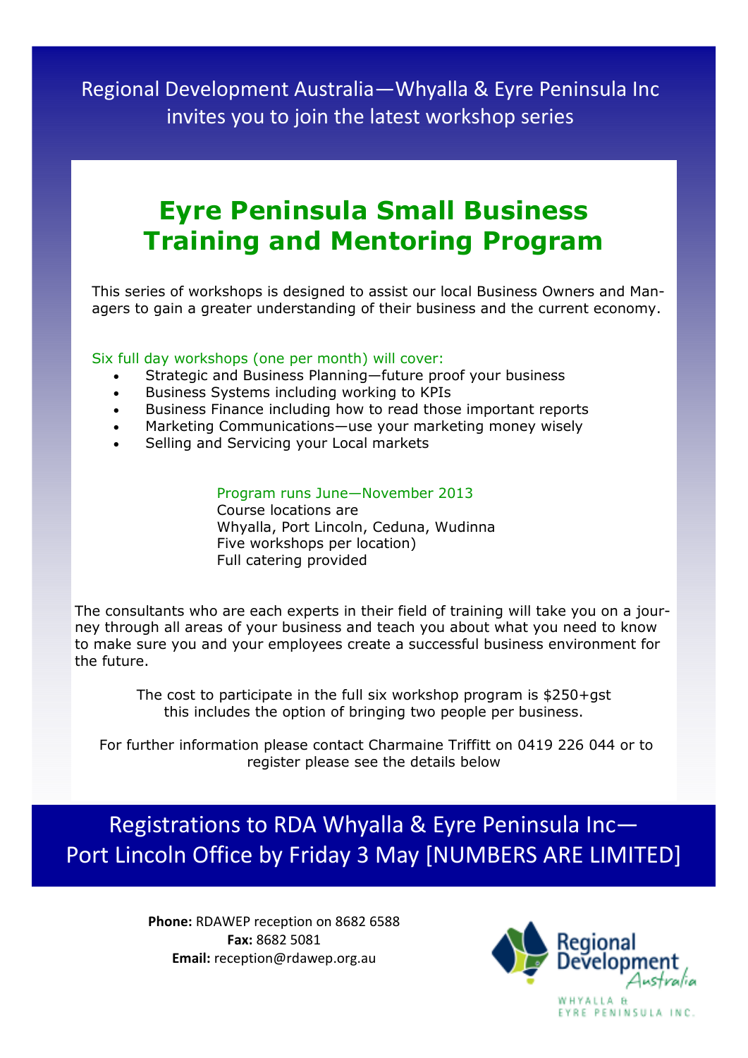Regional Development Australia—Whyalla & Eyre Peninsula Inc invites you to join the latest workshop series

# Eyre Peninsula Small Business Training and Mentoring Program

This series of workshops is designed to assist our local Business Owners and Managers to gain a greater understanding of their business and the current economy.

Six full day workshops (one per month) will cover:

- Strategic and Business Planning—future proof your business
- Business Systems including working to KPIs
- Business Finance including how to read those important reports
- Marketing Communications—use your marketing money wisely
- Selling and Servicing your Local markets

Program runs June—November 2013
Course locations are
Whyalla, Port Lincoln, Ceduna, Wudinna
Five workshops per location)
Full catering provided

The consultants who are each experts in their field of training will take you on a journey through all areas of your business and teach you about what you need to know to make sure you and your employees create a successful business environment for the future.

The cost to participate in the full six workshop program is $250+gst
this includes the option of bringing two people per business.

For further information please contact Charmaine Triffitt on 0419 226 044 or to register please see the details below

## Registrations to RDA Whyalla & Eyre Peninsula Inc—Port Lincoln Office by Friday 3 May [NUMBERS ARE LIMITED]

**Phone:** RDAWEP reception on 8682 6588
**Fax:** 8682 5081
**Email:** reception@rdawep.org.au

Regional Development Australia
WHYALLA & EYRE PENINSULA INC.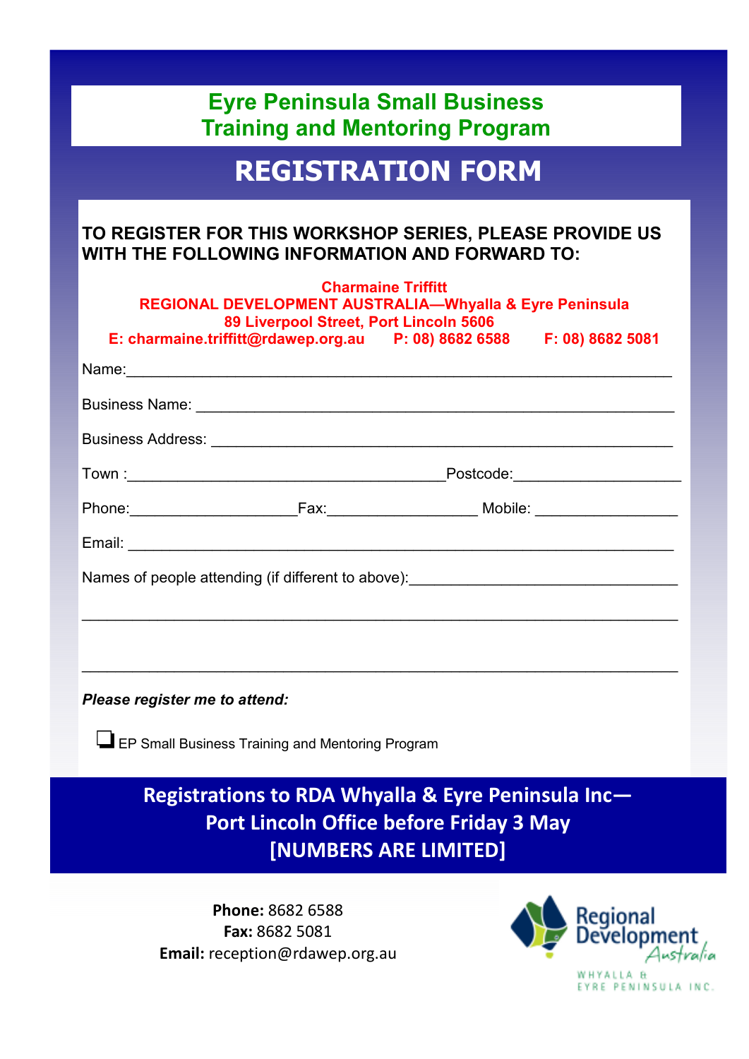# Eyre Peninsula Small Business Training and Mentoring Program

# REGISTRATION FORM

**TO REGISTER FOR THIS WORKSHOP SERIES, PLEASE PROVIDE US WITH THE FOLLOWING INFORMATION AND FORWARD TO:**

**Charmaine Triffitt**
**REGIONAL DEVELOPMENT AUSTRALIA—Whyalla & Eyre Peninsula**
**89 Liverpool Street, Port Lincoln 5606**
**E: charmaine.triffitt@rdawep.org.au P: 08) 8682 6588 F: 08) 8682 5081**

Name:_______________________________________________________________

Business Name: _______________________________________________________

Business Address: _____________________________________________________

Town :____________________________________Postcode:_________________

Phone:__________________Fax:________________ Mobile: _______________

Email: _______________________________________________________________

Names of people attending (if different to above):_____________________________

______________________________________________________________________

______________________________________________________________________

***Please register me to attend:***

❑ EP Small Business Training and Mentoring Program

**Registrations to RDA Whyalla & Eyre Peninsula Inc—**
**Port Lincoln Office before Friday 3 May**
**[NUMBERS ARE LIMITED]**

**Phone:** 8682 6588
**Fax:** 8682 5081
**Email:** reception@rdawep.org.au

Regional Development Australia
WHYALLA & EYRE PENINSULA INC.